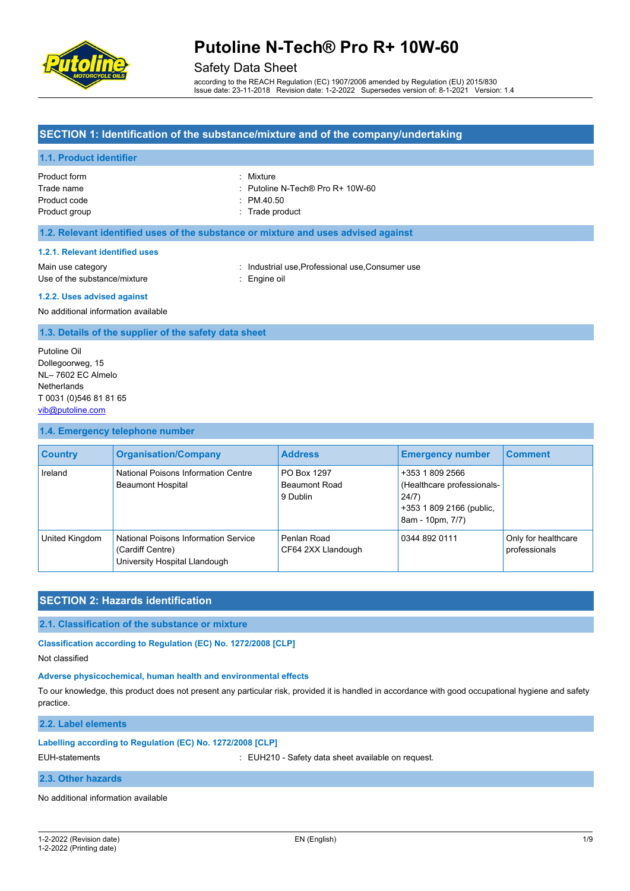# Putoline N-Tech® Pro R+ 10W-60

## Safety Data Sheet

according to the REACH Regulation (EC) 1907/2006 amended by Regulation (EU) 2015/830
Issue date: 23-11-2018 Revision date: 1-2-2022 Supersedes version of: 8-1-2021 Version: 1.4

## SECTION 1: Identification of the substance/mixture and of the company/undertaking

### 1.1. Product identifier

| | |
|---|---|
| Product form | : Mixture |
| Trade name | : Putoline N-Tech® Pro R+ 10W-60 |
| Product code | : PM.40.50 |
| Product group | : Trade product |

### 1.2. Relevant identified uses of the substance or mixture and uses advised against

#### 1.2.1. Relevant identified uses

| | |
|---|---|
| Main use category | : Industrial use,Professional use,Consumer use |
| Use of the substance/mixture | : Engine oil |

#### 1.2.2. Uses advised against

No additional information available

### 1.3. Details of the supplier of the safety data sheet

Putoline Oil
Dollegoorweg, 15
NL– 7602 EC Almelo
Netherlands
T 0031 (0)546 81 81 65
vib@putoline.com

### 1.4. Emergency telephone number

| Country | Organisation/Company | Address | Emergency number | Comment |
|---|---|---|---|---|
| Ireland | National Poisons Information Centre Beaumont Hospital | PO Box 1297 Beaumont Road 9 Dublin | +353 1 809 2566 (Healthcare professionals-24/7) +353 1 809 2166 (public, 8am - 10pm, 7/7) | |
| United Kingdom | National Poisons Information Service (Cardiff Centre) University Hospital Llandough | Penlan Road CF64 2XX Llandough | 0344 892 0111 | Only for healthcare professionals |

## SECTION 2: Hazards identification

### 2.1. Classification of the substance or mixture

**Classification according to Regulation (EC) No. 1272/2008 [CLP]**

Not classified

**Adverse physicochemical, human health and environmental effects**

To our knowledge, this product does not present any particular risk, provided it is handled in accordance with good occupational hygiene and safety practice.

### 2.2. Label elements

**Labelling according to Regulation (EC) No. 1272/2008 [CLP]**

| | |
|---|---|
| EUH-statements | : EUH210 - Safety data sheet available on request. |

### 2.3. Other hazards

No additional information available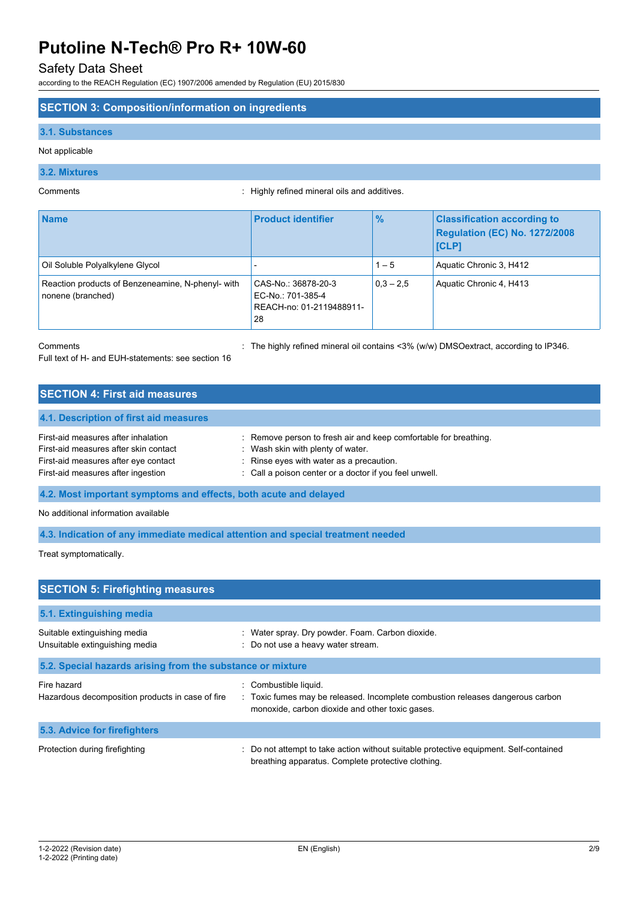## SECTION 3: Composition/information on ingredients

### 3.1. Substances

Not applicable

### 3.2. Mixtures

Comments : Highly refined mineral oils and additives.

| Name | Product identifier | % | Classification according to Regulation (EC) No. 1272/2008 [CLP] |
|---|---|---|---|
| Oil Soluble Polyalkylene Glycol | - | 1 – 5 | Aquatic Chronic 3, H412 |
| Reaction products of Benzeneamine, N-phenyl- with nonene (branched) | CAS-No.: 36878-20-3<br>EC-No.: 701-385-4<br>REACH-no: 01-2119488911-28 | 0,3 – 2,5 | Aquatic Chronic 4, H413 |

Comments : The highly refined mineral oil contains <3% (w/w) DMSOextract, according to IP346.

Full text of H- and EUH-statements: see section 16

## SECTION 4: First aid measures

### 4.1. Description of first aid measures

First-aid measures after inhalation : Remove person to fresh air and keep comfortable for breathing.
First-aid measures after skin contact : Wash skin with plenty of water.
First-aid measures after eye contact : Rinse eyes with water as a precaution.
First-aid measures after ingestion : Call a poison center or a doctor if you feel unwell.

### 4.2. Most important symptoms and effects, both acute and delayed

No additional information available

### 4.3. Indication of any immediate medical attention and special treatment needed

Treat symptomatically.

## SECTION 5: Firefighting measures

### 5.1. Extinguishing media

Suitable extinguishing media : Water spray. Dry powder. Foam. Carbon dioxide.
Unsuitable extinguishing media : Do not use a heavy water stream.

### 5.2. Special hazards arising from the substance or mixture

Fire hazard : Combustible liquid.
Hazardous decomposition products in case of fire : Toxic fumes may be released. Incomplete combustion releases dangerous carbon monoxide, carbon dioxide and other toxic gases.

### 5.3. Advice for firefighters

Protection during firefighting : Do not attempt to take action without suitable protective equipment. Self-contained breathing apparatus. Complete protective clothing.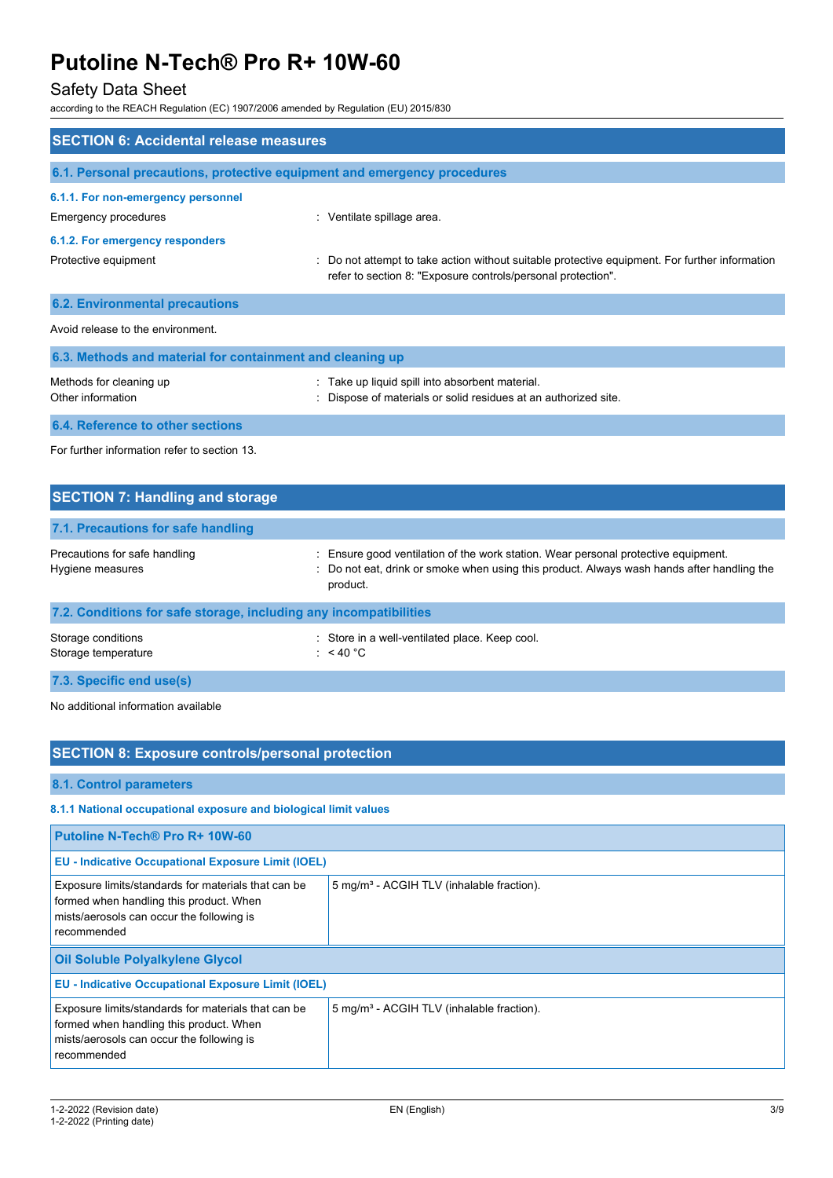## SECTION 6: Accidental release measures

### 6.1. Personal precautions, protective equipment and emergency procedures

#### 6.1.1. For non-emergency personnel

Emergency procedures : Ventilate spillage area.

#### 6.1.2. For emergency responders

Protective equipment : Do not attempt to take action without suitable protective equipment. For further information refer to section 8: "Exposure controls/personal protection".

### 6.2. Environmental precautions

Avoid release to the environment.

### 6.3. Methods and material for containment and cleaning up

Methods for cleaning up : Take up liquid spill into absorbent material.

Other information : Dispose of materials or solid residues at an authorized site.

### 6.4. Reference to other sections

For further information refer to section 13.

## SECTION 7: Handling and storage

### 7.1. Precautions for safe handling

Precautions for safe handling : Ensure good ventilation of the work station. Wear personal protective equipment.

Hygiene measures : Do not eat, drink or smoke when using this product. Always wash hands after handling the product.

### 7.2. Conditions for safe storage, including any incompatibilities

Storage conditions : Store in a well-ventilated place. Keep cool.

Storage temperature : < 40 °C

### 7.3. Specific end use(s)

No additional information available

## SECTION 8: Exposure controls/personal protection

### 8.1. Control parameters

#### 8.1.1 National occupational exposure and biological limit values

| Putoline N-Tech® Pro R+ 10W-60 | |
|---|---|
| **EU - Indicative Occupational Exposure Limit (IOEL)** | |
| Exposure limits/standards for materials that can be formed when handling this product. When mists/aerosols can occur the following is recommended | 5 mg/m³ - ACGIH TLV (inhalable fraction). |

| Oil Soluble Polyalkylene Glycol | |
|---|---|
| **EU - Indicative Occupational Exposure Limit (IOEL)** | |
| Exposure limits/standards for materials that can be formed when handling this product. When mists/aerosols can occur the following is recommended | 5 mg/m³ - ACGIH TLV (inhalable fraction). |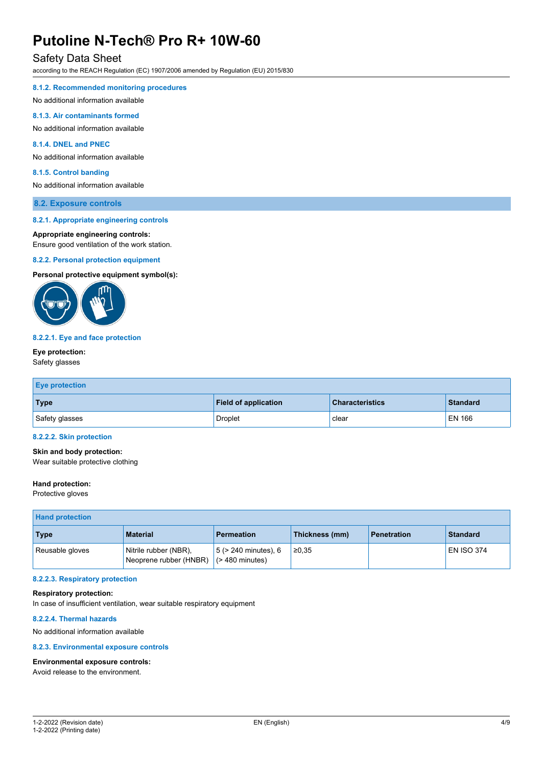#### 8.1.2. Recommended monitoring procedures

No additional information available

#### 8.1.3. Air contaminants formed

No additional information available

#### 8.1.4. DNEL and PNEC

No additional information available

#### 8.1.5. Control banding

No additional information available

### 8.2. Exposure controls

#### 8.2.1. Appropriate engineering controls

**Appropriate engineering controls:**
Ensure good ventilation of the work station.

#### 8.2.2. Personal protection equipment

**Personal protective equipment symbol(s):**

#### 8.2.2.1. Eye and face protection

**Eye protection:**
Safety glasses

| Eye protection | | | |
|---|---|---|---|
| **Type** | **Field of application** | **Characteristics** | **Standard** |
| Safety glasses | Droplet | clear | EN 166 |

#### 8.2.2.2. Skin protection

**Skin and body protection:**
Wear suitable protective clothing

**Hand protection:**
Protective gloves

| Hand protection | | | | | |
|---|---|---|---|---|---|
| **Type** | **Material** | **Permeation** | **Thickness (mm)** | **Penetration** | **Standard** |
| Reusable gloves | Nitrile rubber (NBR), Neoprene rubber (HNBR) | 5 (> 240 minutes), 6 (> 480 minutes) | ≥0,35 | | EN ISO 374 |

#### 8.2.2.3. Respiratory protection

**Respiratory protection:**
In case of insufficient ventilation, wear suitable respiratory equipment

#### 8.2.2.4. Thermal hazards

No additional information available

#### 8.2.3. Environmental exposure controls

**Environmental exposure controls:**
Avoid release to the environment.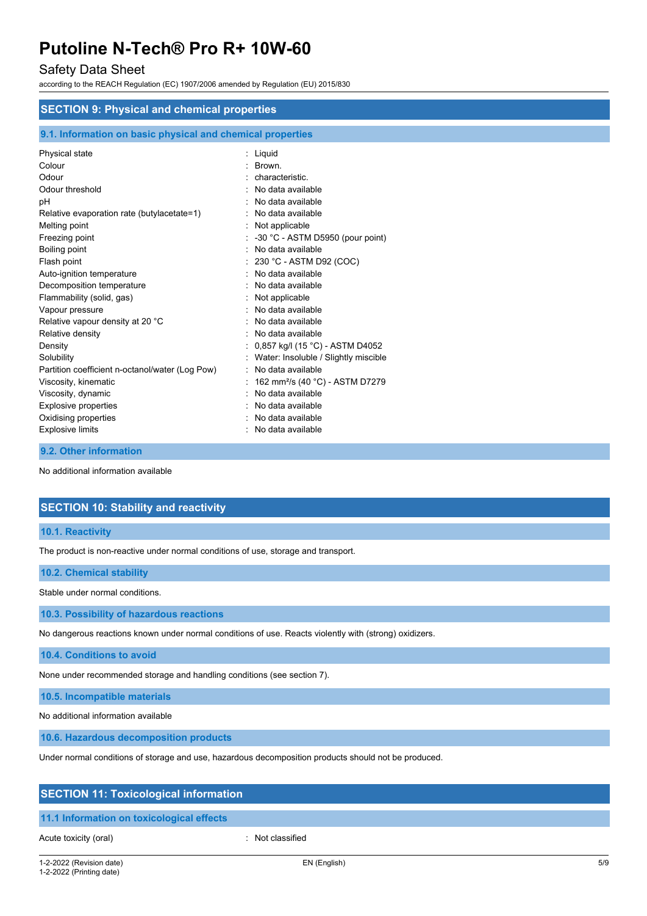## SECTION 9: Physical and chemical properties

### 9.1. Information on basic physical and chemical properties

| Property | Value |
|---|---|
| Physical state | Liquid |
| Colour | Brown. |
| Odour | characteristic. |
| Odour threshold | No data available |
| pH | No data available |
| Relative evaporation rate (butylacetate=1) | No data available |
| Melting point | Not applicable |
| Freezing point | -30 °C - ASTM D5950 (pour point) |
| Boiling point | No data available |
| Flash point | 230 °C - ASTM D92 (COC) |
| Auto-ignition temperature | No data available |
| Decomposition temperature | No data available |
| Flammability (solid, gas) | Not applicable |
| Vapour pressure | No data available |
| Relative vapour density at 20 °C | No data available |
| Relative density | No data available |
| Density | 0,857 kg/l (15 °C) - ASTM D4052 |
| Solubility | Water: Insoluble / Slightly miscible |
| Partition coefficient n-octanol/water (Log Pow) | No data available |
| Viscosity, kinematic | 162 mm²/s (40 °C) - ASTM D7279 |
| Viscosity, dynamic | No data available |
| Explosive properties | No data available |
| Oxidising properties | No data available |
| Explosive limits | No data available |

### 9.2. Other information

No additional information available

## SECTION 10: Stability and reactivity

### 10.1. Reactivity

The product is non-reactive under normal conditions of use, storage and transport.

### 10.2. Chemical stability

Stable under normal conditions.

### 10.3. Possibility of hazardous reactions

No dangerous reactions known under normal conditions of use. Reacts violently with (strong) oxidizers.

### 10.4. Conditions to avoid

None under recommended storage and handling conditions (see section 7).

### 10.5. Incompatible materials

No additional information available

### 10.6. Hazardous decomposition products

Under normal conditions of storage and use, hazardous decomposition products should not be produced.

## SECTION 11: Toxicological information

### 11.1 Information on toxicological effects

Acute toxicity (oral) : Not classified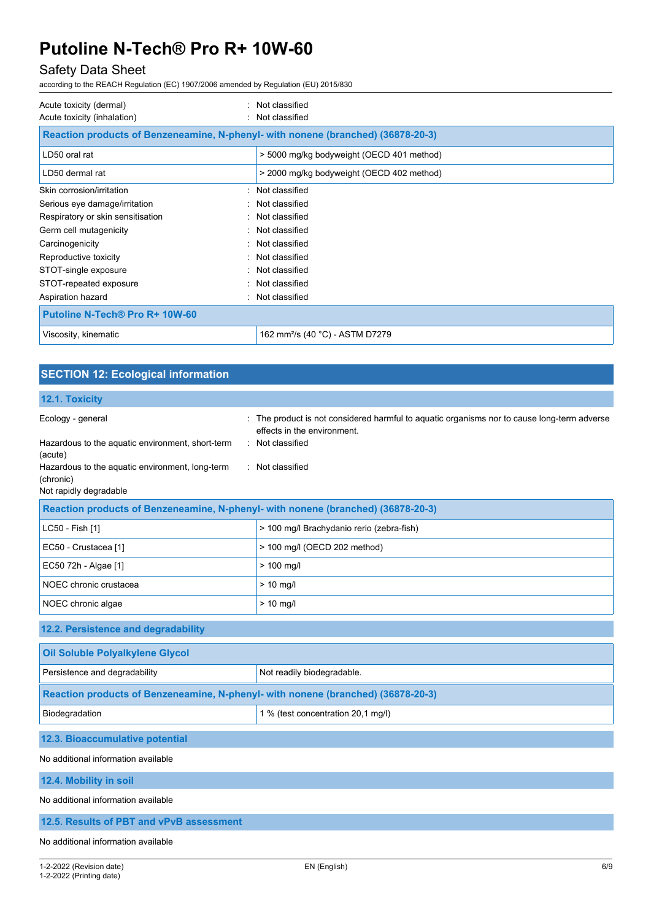Acute toxicity (dermal) : Not classified
Acute toxicity (inhalation) : Not classified

| Reaction products of Benzeneamine, N-phenyl- with nonene (branched) (36878-20-3) | |
|---|---|
| LD50 oral rat | > 5000 mg/kg bodyweight (OECD 401 method) |
| LD50 dermal rat | > 2000 mg/kg bodyweight (OECD 402 method) |

Skin corrosion/irritation : Not classified
Serious eye damage/irritation : Not classified
Respiratory or skin sensitisation : Not classified
Germ cell mutagenicity : Not classified
Carcinogenicity : Not classified
Reproductive toxicity : Not classified
STOT-single exposure : Not classified
STOT-repeated exposure : Not classified
Aspiration hazard : Not classified

| Putoline N-Tech® Pro R+ 10W-60 | |
|---|---|
| Viscosity, kinematic | 162 mm²/s (40 °C) - ASTM D7279 |

## SECTION 12: Ecological information

### 12.1. Toxicity

Ecology - general : The product is not considered harmful to aquatic organisms nor to cause long-term adverse effects in the environment.
Hazardous to the aquatic environment, short-term (acute) : Not classified
Hazardous to the aquatic environment, long-term (chronic) : Not classified
Not rapidly degradable

| Reaction products of Benzeneamine, N-phenyl- with nonene (branched) (36878-20-3) | |
|---|---|
| LC50 - Fish [1] | > 100 mg/l Brachydanio rerio (zebra-fish) |
| EC50 - Crustacea [1] | > 100 mg/l (OECD 202 method) |
| EC50 72h - Algae [1] | > 100 mg/l |
| NOEC chronic crustacea | > 10 mg/l |
| NOEC chronic algae | > 10 mg/l |

### 12.2. Persistence and degradability

| Oil Soluble Polyalkylene Glycol | |
|---|---|
| Persistence and degradability | Not readily biodegradable. |

| Reaction products of Benzeneamine, N-phenyl- with nonene (branched) (36878-20-3) | |
|---|---|
| Biodegradation | 1 % (test concentration 20,1 mg/l) |

### 12.3. Bioaccumulative potential

No additional information available

### 12.4. Mobility in soil

No additional information available

### 12.5. Results of PBT and vPvB assessment

No additional information available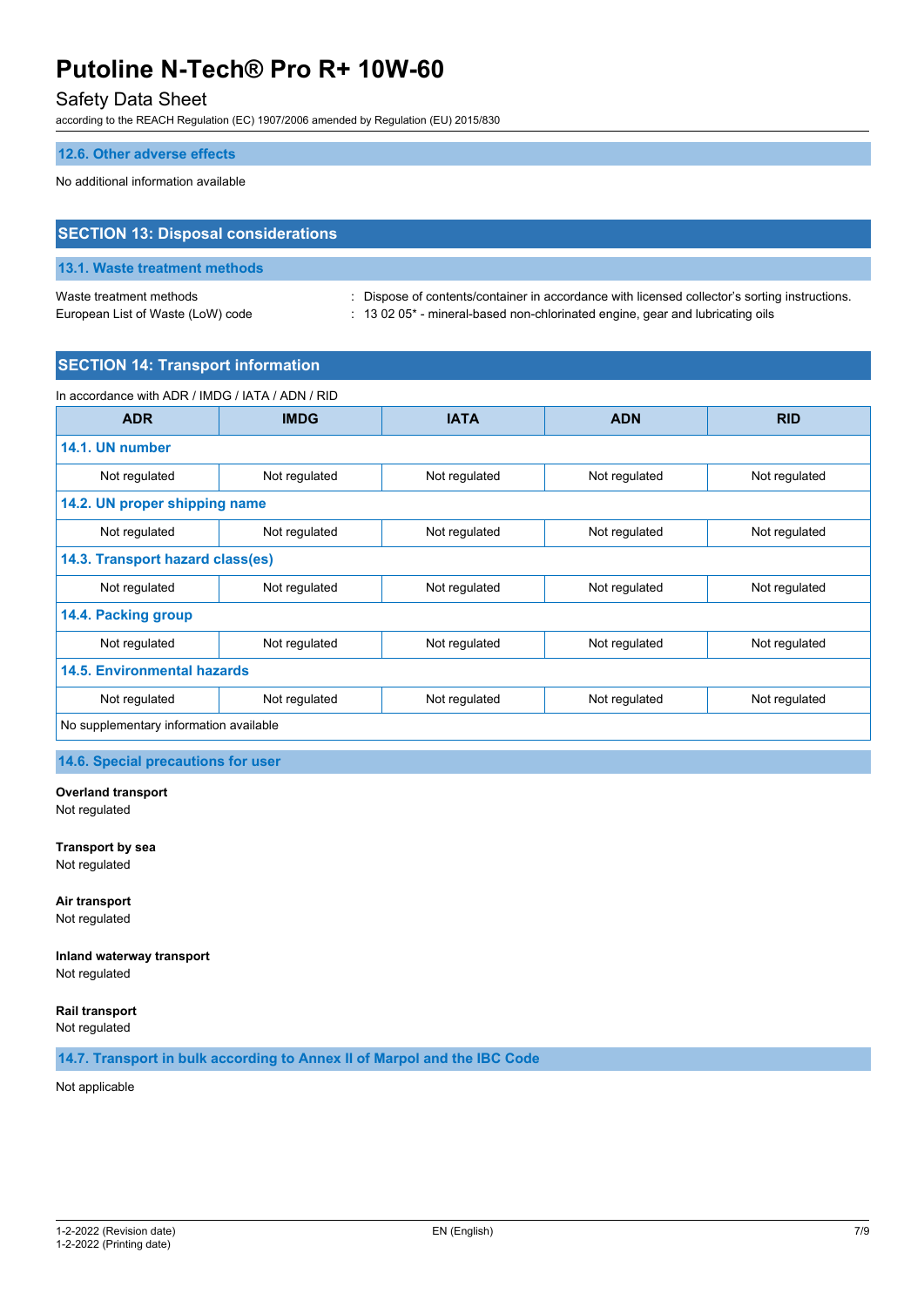### 12.6. Other adverse effects

No additional information available

## SECTION 13: Disposal considerations

### 13.1. Waste treatment methods

Waste treatment methods : Dispose of contents/container in accordance with licensed collector's sorting instructions.

European List of Waste (LoW) code : 13 02 05* - mineral-based non-chlorinated engine, gear and lubricating oils

## SECTION 14: Transport information

In accordance with ADR / IMDG / IATA / ADN / RID

| ADR | IMDG | IATA | ADN | RID |
|---|---|---|---|---|
| **14.1. UN number** | | | | |
| Not regulated | Not regulated | Not regulated | Not regulated | Not regulated |
| **14.2. UN proper shipping name** | | | | |
| Not regulated | Not regulated | Not regulated | Not regulated | Not regulated |
| **14.3. Transport hazard class(es)** | | | | |
| Not regulated | Not regulated | Not regulated | Not regulated | Not regulated |
| **14.4. Packing group** | | | | |
| Not regulated | Not regulated | Not regulated | Not regulated | Not regulated |
| **14.5. Environmental hazards** | | | | |
| Not regulated | Not regulated | Not regulated | Not regulated | Not regulated |
| No supplementary information available | | | | |

### 14.6. Special precautions for user

**Overland transport**
Not regulated

**Transport by sea**
Not regulated

**Air transport**
Not regulated

**Inland waterway transport**
Not regulated

**Rail transport**
Not regulated

### 14.7. Transport in bulk according to Annex II of Marpol and the IBC Code

Not applicable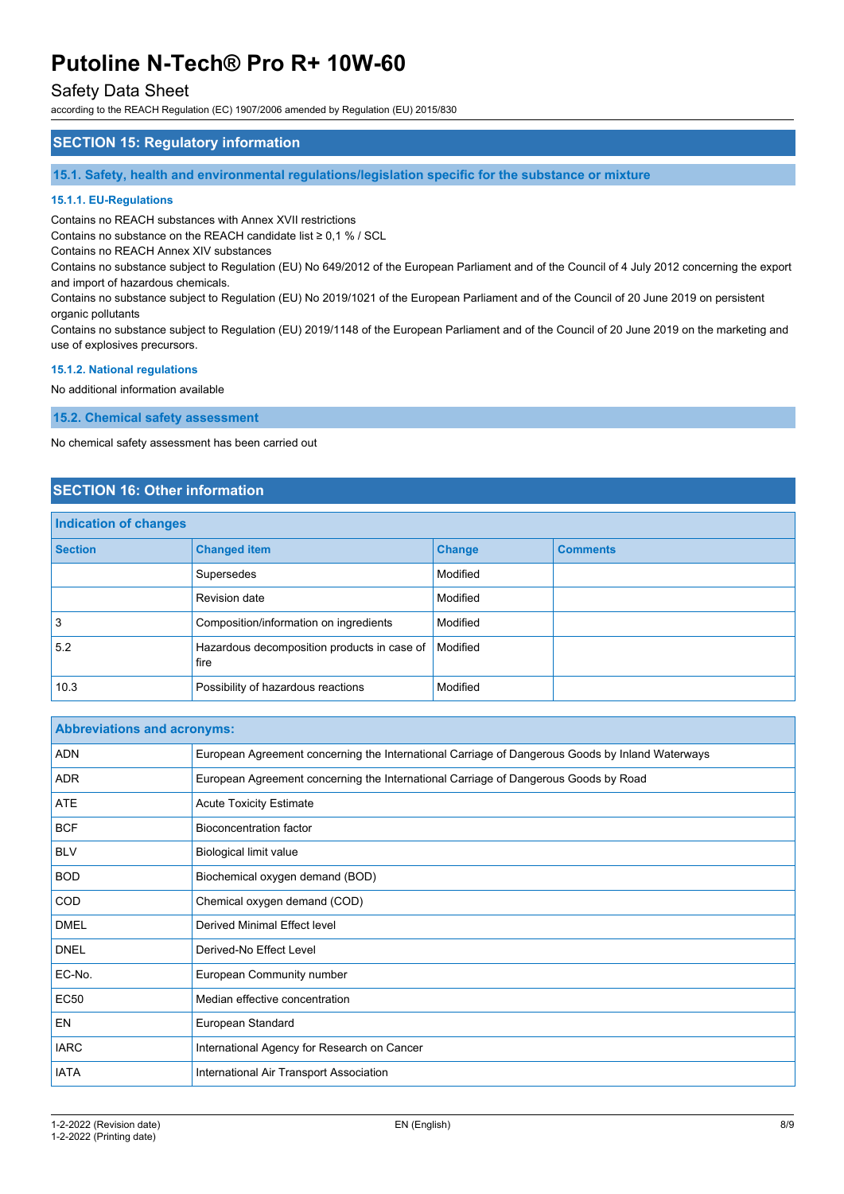## SECTION 15: Regulatory information

### 15.1. Safety, health and environmental regulations/legislation specific for the substance or mixture

#### 15.1.1. EU-Regulations

Contains no REACH substances with Annex XVII restrictions

Contains no substance on the REACH candidate list ≥ 0,1 % / SCL

Contains no REACH Annex XIV substances

Contains no substance subject to Regulation (EU) No 649/2012 of the European Parliament and of the Council of 4 July 2012 concerning the export and import of hazardous chemicals.

Contains no substance subject to Regulation (EU) No 2019/1021 of the European Parliament and of the Council of 20 June 2019 on persistent organic pollutants

Contains no substance subject to Regulation (EU) 2019/1148 of the European Parliament and of the Council of 20 June 2019 on the marketing and use of explosives precursors.

#### 15.1.2. National regulations

No additional information available

### 15.2. Chemical safety assessment

No chemical safety assessment has been carried out

## SECTION 16: Other information

**Indication of changes**

| Section | Changed item | Change | Comments |
|---|---|---|---|
| | Supersedes | Modified | |
| | Revision date | Modified | |
| 3 | Composition/information on ingredients | Modified | |
| 5.2 | Hazardous decomposition products in case of fire | Modified | |
| 10.3 | Possibility of hazardous reactions | Modified | |

**Abbreviations and acronyms:**

| | |
|---|---|
| ADN | European Agreement concerning the International Carriage of Dangerous Goods by Inland Waterways |
| ADR | European Agreement concerning the International Carriage of Dangerous Goods by Road |
| ATE | Acute Toxicity Estimate |
| BCF | Bioconcentration factor |
| BLV | Biological limit value |
| BOD | Biochemical oxygen demand (BOD) |
| COD | Chemical oxygen demand (COD) |
| DMEL | Derived Minimal Effect level |
| DNEL | Derived-No Effect Level |
| EC-No. | European Community number |
| EC50 | Median effective concentration |
| EN | European Standard |
| IARC | International Agency for Research on Cancer |
| IATA | International Air Transport Association |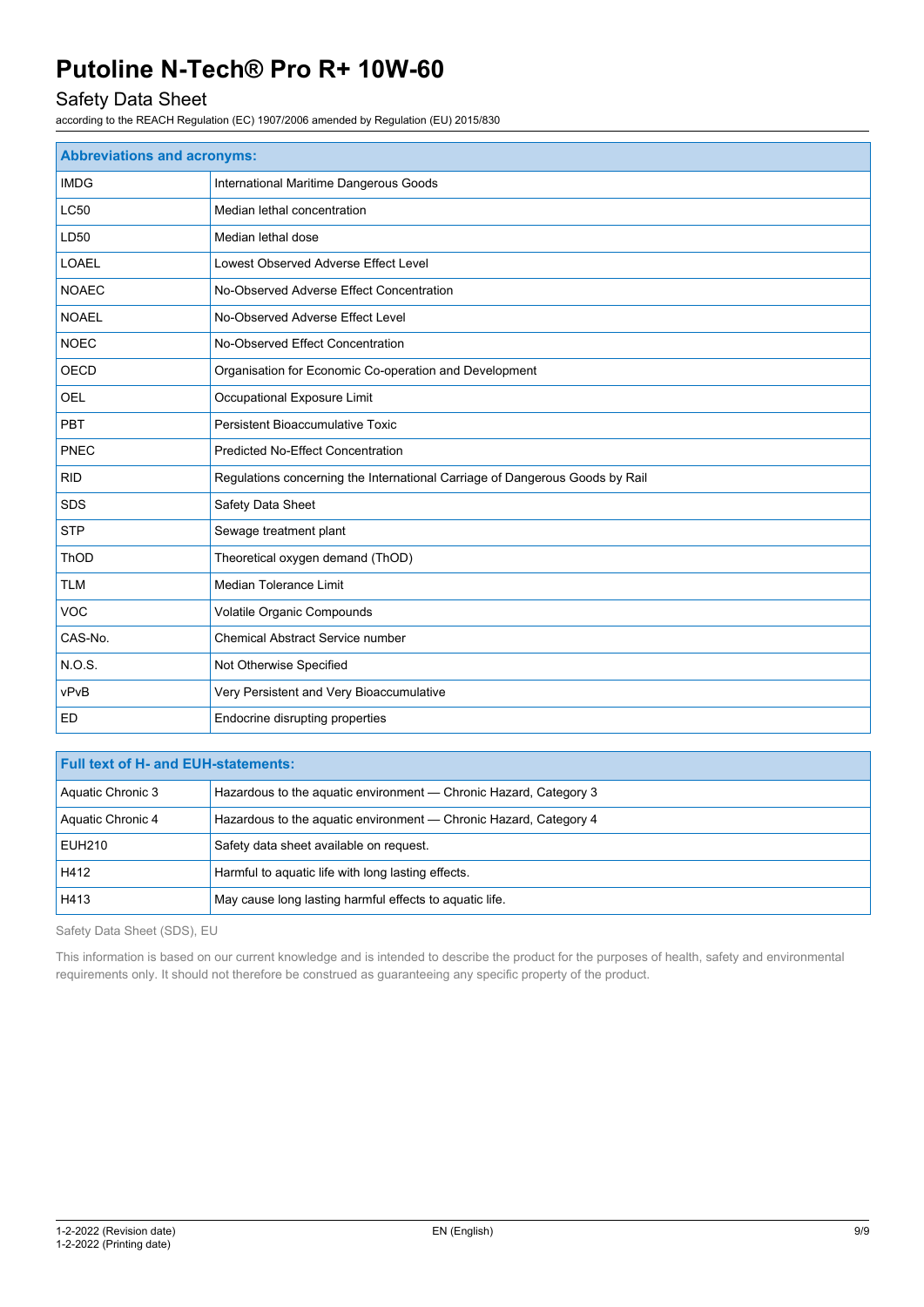| Abbreviations and acronyms: | |
|---|---|
| IMDG | International Maritime Dangerous Goods |
| LC50 | Median lethal concentration |
| LD50 | Median lethal dose |
| LOAEL | Lowest Observed Adverse Effect Level |
| NOAEC | No-Observed Adverse Effect Concentration |
| NOAEL | No-Observed Adverse Effect Level |
| NOEC | No-Observed Effect Concentration |
| OECD | Organisation for Economic Co-operation and Development |
| OEL | Occupational Exposure Limit |
| PBT | Persistent Bioaccumulative Toxic |
| PNEC | Predicted No-Effect Concentration |
| RID | Regulations concerning the International Carriage of Dangerous Goods by Rail |
| SDS | Safety Data Sheet |
| STP | Sewage treatment plant |
| ThOD | Theoretical oxygen demand (ThOD) |
| TLM | Median Tolerance Limit |
| VOC | Volatile Organic Compounds |
| CAS-No. | Chemical Abstract Service number |
| N.O.S. | Not Otherwise Specified |
| vPvB | Very Persistent and Very Bioaccumulative |
| ED | Endocrine disrupting properties |

| Full text of H- and EUH-statements: | |
|---|---|
| Aquatic Chronic 3 | Hazardous to the aquatic environment — Chronic Hazard, Category 3 |
| Aquatic Chronic 4 | Hazardous to the aquatic environment — Chronic Hazard, Category 4 |
| EUH210 | Safety data sheet available on request. |
| H412 | Harmful to aquatic life with long lasting effects. |
| H413 | May cause long lasting harmful effects to aquatic life. |

Safety Data Sheet (SDS), EU

This information is based on our current knowledge and is intended to describe the product for the purposes of health, safety and environmental requirements only. It should not therefore be construed as guaranteeing any specific property of the product.